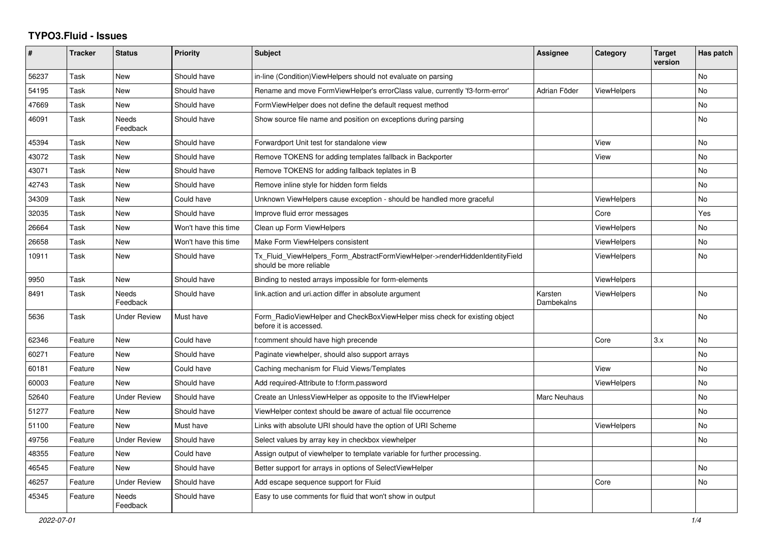# TYPO3.Fluid - Issues

| # | Tracker | Status | Priority | Subject | Assignee | Category | Target version | Has patch |
|---|---|---|---|---|---|---|---|---|
| 56237 | Task | New | Should have | in-line (Condition)ViewHelpers should not evaluate on parsing | | | | No |
| 54195 | Task | New | Should have | Rename and move FormViewHelper's errorClass value, currently 'f3-form-error' | Adrian Föder | ViewHelpers | | No |
| 47669 | Task | New | Should have | FormViewHelper does not define the default request method | | | | No |
| 46091 | Task | Needs Feedback | Should have | Show source file name and position on exceptions during parsing | | | | No |
| 45394 | Task | New | Should have | Forwardport Unit test for standalone view | | View | | No |
| 43072 | Task | New | Should have | Remove TOKENS for adding templates fallback in Backporter | | View | | No |
| 43071 | Task | New | Should have | Remove TOKENS for adding fallback teplates in B | | | | No |
| 42743 | Task | New | Should have | Remove inline style for hidden form fields | | | | No |
| 34309 | Task | New | Could have | Unknown ViewHelpers cause exception - should be handled more graceful | | ViewHelpers | | No |
| 32035 | Task | New | Should have | Improve fluid error messages | | Core | | Yes |
| 26664 | Task | New | Won't have this time | Clean up Form ViewHelpers | | ViewHelpers | | No |
| 26658 | Task | New | Won't have this time | Make Form ViewHelpers consistent | | ViewHelpers | | No |
| 10911 | Task | New | Should have | Tx_Fluid_ViewHelpers_Form_AbstractFormViewHelper->renderHiddenIdentityField should be more reliable | | ViewHelpers | | No |
| 9950 | Task | New | Should have | Binding to nested arrays impossible for form-elements | | ViewHelpers | | |
| 8491 | Task | Needs Feedback | Should have | link.action and uri.action differ in absolute argument | Karsten Dambekalns | ViewHelpers | | No |
| 5636 | Task | Under Review | Must have | Form_RadioViewHelper and CheckBoxViewHelper miss check for existing object before it is accessed. | | | | No |
| 62346 | Feature | New | Could have | f:comment should have high precende | | Core | 3.x | No |
| 60271 | Feature | New | Should have | Paginate viewhelper, should also support arrays | | | | No |
| 60181 | Feature | New | Could have | Caching mechanism for Fluid Views/Templates | | View | | No |
| 60003 | Feature | New | Should have | Add required-Attribute to f:form.password | | ViewHelpers | | No |
| 52640 | Feature | Under Review | Should have | Create an UnlessViewHelper as opposite to the IfViewHelper | Marc Neuhaus | | | No |
| 51277 | Feature | New | Should have | ViewHelper context should be aware of actual file occurrence | | | | No |
| 51100 | Feature | New | Must have | Links with absolute URI should have the option of URI Scheme | | ViewHelpers | | No |
| 49756 | Feature | Under Review | Should have | Select values by array key in checkbox viewhelper | | | | No |
| 48355 | Feature | New | Could have | Assign output of viewhelper to template variable for further processing. | | | | |
| 46545 | Feature | New | Should have | Better support for arrays in options of SelectViewHelper | | | | No |
| 46257 | Feature | Under Review | Should have | Add escape sequence support for Fluid | | Core | | No |
| 45345 | Feature | Needs Feedback | Should have | Easy to use comments for fluid that won't show in output | | | | |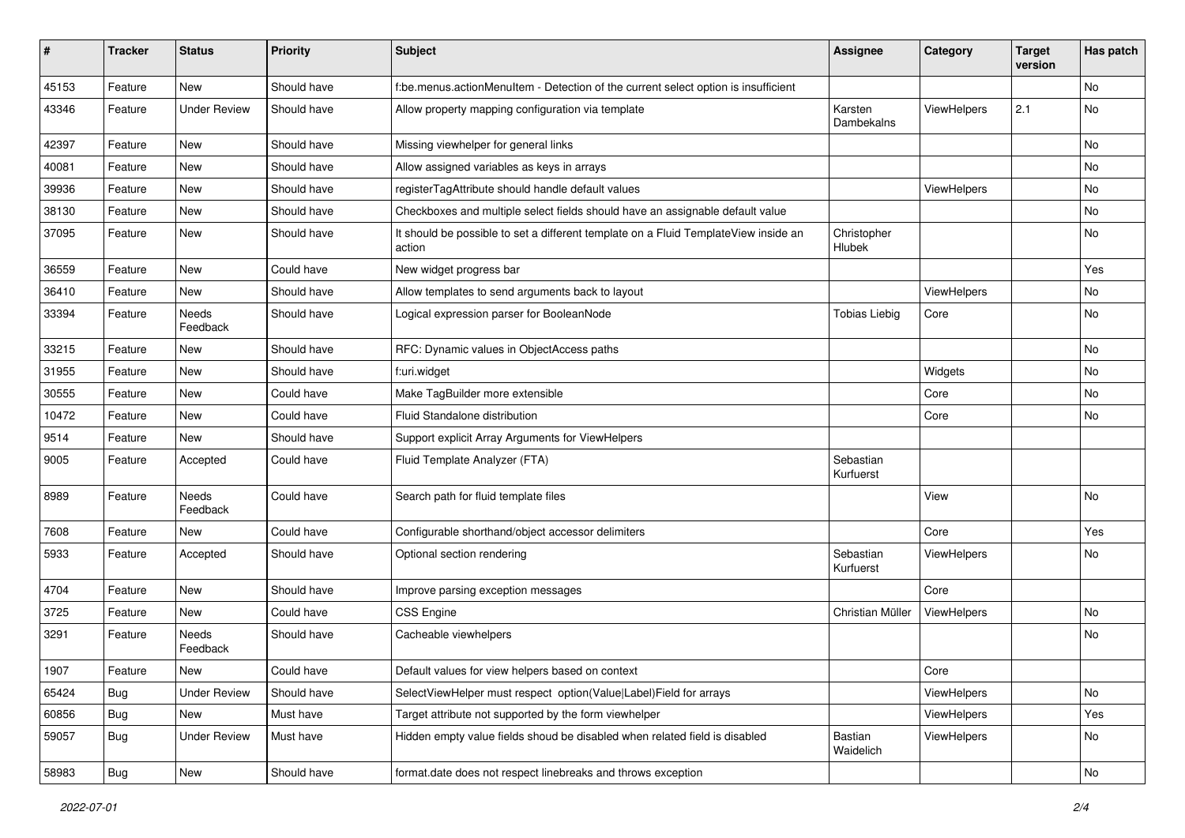| # | Tracker | Status | Priority | Subject | Assignee | Category | Target version | Has patch |
|---|---|---|---|---|---|---|---|---|
| 45153 | Feature | New | Should have | f:be.menus.actionMenuItem - Detection of the current select option is insufficient | | | | No |
| 43346 | Feature | Under Review | Should have | Allow property mapping configuration via template | Karsten Dambekalns | ViewHelpers | 2.1 | No |
| 42397 | Feature | New | Should have | Missing viewhelper for general links | | | | No |
| 40081 | Feature | New | Should have | Allow assigned variables as keys in arrays | | | | No |
| 39936 | Feature | New | Should have | registerTagAttribute should handle default values | | ViewHelpers | | No |
| 38130 | Feature | New | Should have | Checkboxes and multiple select fields should have an assignable default value | | | | No |
| 37095 | Feature | New | Should have | It should be possible to set a different template on a Fluid TemplateView inside an action | Christopher Hlubek | | | No |
| 36559 | Feature | New | Could have | New widget progress bar | | | | Yes |
| 36410 | Feature | New | Should have | Allow templates to send arguments back to layout | | ViewHelpers | | No |
| 33394 | Feature | Needs Feedback | Should have | Logical expression parser for BooleanNode | Tobias Liebig | Core | | No |
| 33215 | Feature | New | Should have | RFC: Dynamic values in ObjectAccess paths | | | | No |
| 31955 | Feature | New | Should have | f:uri.widget | | Widgets | | No |
| 30555 | Feature | New | Could have | Make TagBuilder more extensible | | Core | | No |
| 10472 | Feature | New | Could have | Fluid Standalone distribution | | Core | | No |
| 9514 | Feature | New | Should have | Support explicit Array Arguments for ViewHelpers | | | | |
| 9005 | Feature | Accepted | Could have | Fluid Template Analyzer (FTA) | Sebastian Kurfuerst | | | |
| 8989 | Feature | Needs Feedback | Could have | Search path for fluid template files | | View | | No |
| 7608 | Feature | New | Could have | Configurable shorthand/object accessor delimiters | | Core | | Yes |
| 5933 | Feature | Accepted | Should have | Optional section rendering | Sebastian Kurfuerst | ViewHelpers | | No |
| 4704 | Feature | New | Should have | Improve parsing exception messages | | Core | | |
| 3725 | Feature | New | Could have | CSS Engine | Christian Müller | ViewHelpers | | No |
| 3291 | Feature | Needs Feedback | Should have | Cacheable viewhelpers | | | | No |
| 1907 | Feature | New | Could have | Default values for view helpers based on context | | Core | | |
| 65424 | Bug | Under Review | Should have | SelectViewHelper must respect option(Value\|Label)Field for arrays | | ViewHelpers | | No |
| 60856 | Bug | New | Must have | Target attribute not supported by the form viewhelper | | ViewHelpers | | Yes |
| 59057 | Bug | Under Review | Must have | Hidden empty value fields shoud be disabled when related field is disabled | Bastian Waidelich | ViewHelpers | | No |
| 58983 | Bug | New | Should have | format.date does not respect linebreaks and throws exception | | | | No |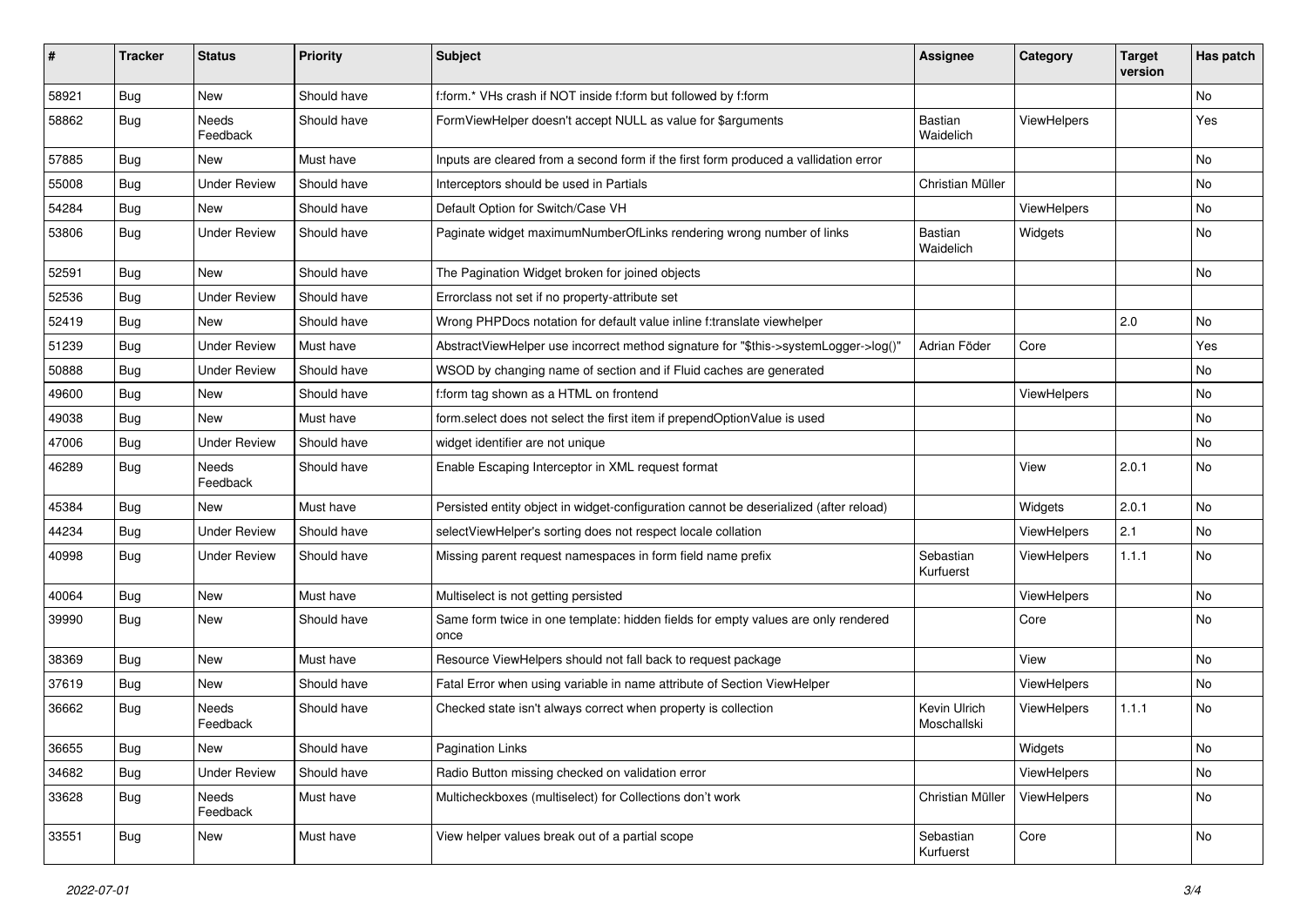| # | Tracker | Status | Priority | Subject | Assignee | Category | Target version | Has patch |
|---|---|---|---|---|---|---|---|---|
| 58921 | Bug | New | Should have | f:form.* VHs crash if NOT inside f:form but followed by f:form | | | | No |
| 58862 | Bug | Needs Feedback | Should have | FormViewHelper doesn't accept NULL as value for $arguments | Bastian Waidelich | ViewHelpers | | Yes |
| 57885 | Bug | New | Must have | Inputs are cleared from a second form if the first form produced a vallidation error | | | | No |
| 55008 | Bug | Under Review | Should have | Interceptors should be used in Partials | Christian Müller | | | No |
| 54284 | Bug | New | Should have | Default Option for Switch/Case VH | | ViewHelpers | | No |
| 53806 | Bug | Under Review | Should have | Paginate widget maximumNumberOfLinks rendering wrong number of links | Bastian Waidelich | Widgets | | No |
| 52591 | Bug | New | Should have | The Pagination Widget broken for joined objects | | | | No |
| 52536 | Bug | Under Review | Should have | Errorclass not set if no property-attribute set | | | | |
| 52419 | Bug | New | Should have | Wrong PHPDocs notation for default value inline f:translate viewhelper | | | 2.0 | No |
| 51239 | Bug | Under Review | Must have | AbstractViewHelper use incorrect method signature for "$this->systemLogger->log()" | Adrian Föder | Core | | Yes |
| 50888 | Bug | Under Review | Should have | WSOD by changing name of section and if Fluid caches are generated | | | | No |
| 49600 | Bug | New | Should have | f:form tag shown as a HTML on frontend | | ViewHelpers | | No |
| 49038 | Bug | New | Must have | form.select does not select the first item if prependOptionValue is used | | | | No |
| 47006 | Bug | Under Review | Should have | widget identifier are not unique | | | | No |
| 46289 | Bug | Needs Feedback | Should have | Enable Escaping Interceptor in XML request format | | View | 2.0.1 | No |
| 45384 | Bug | New | Must have | Persisted entity object in widget-configuration cannot be deserialized (after reload) | | Widgets | 2.0.1 | No |
| 44234 | Bug | Under Review | Should have | selectViewHelper's sorting does not respect locale collation | | ViewHelpers | 2.1 | No |
| 40998 | Bug | Under Review | Should have | Missing parent request namespaces in form field name prefix | Sebastian Kurfuerst | ViewHelpers | 1.1.1 | No |
| 40064 | Bug | New | Must have | Multiselect is not getting persisted | | ViewHelpers | | No |
| 39990 | Bug | New | Should have | Same form twice in one template: hidden fields for empty values are only rendered once | | Core | | No |
| 38369 | Bug | New | Must have | Resource ViewHelpers should not fall back to request package | | View | | No |
| 37619 | Bug | New | Should have | Fatal Error when using variable in name attribute of Section ViewHelper | | ViewHelpers | | No |
| 36662 | Bug | Needs Feedback | Should have | Checked state isn't always correct when property is collection | Kevin Ulrich Moschallski | ViewHelpers | 1.1.1 | No |
| 36655 | Bug | New | Should have | Pagination Links | | Widgets | | No |
| 34682 | Bug | Under Review | Should have | Radio Button missing checked on validation error | | ViewHelpers | | No |
| 33628 | Bug | Needs Feedback | Must have | Multicheckboxes (multiselect) for Collections don't work | Christian Müller | ViewHelpers | | No |
| 33551 | Bug | New | Must have | View helper values break out of a partial scope | Sebastian Kurfuerst | Core | | No |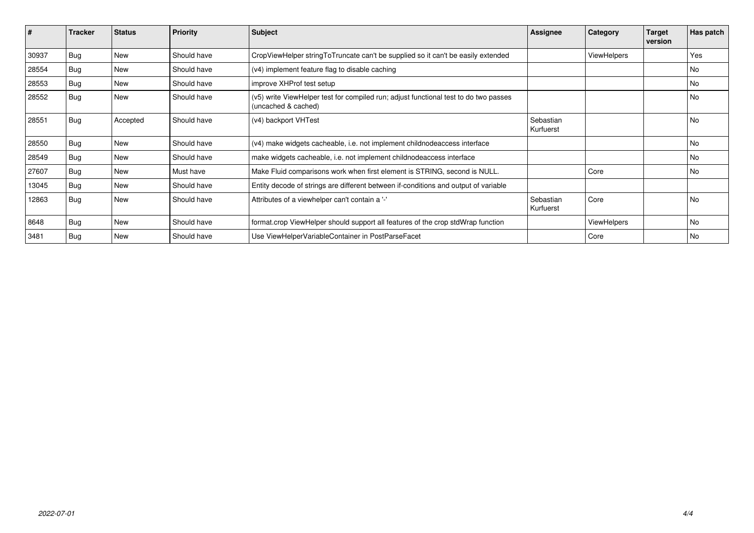| # | Tracker | Status | Priority | Subject | Assignee | Category | Target version | Has patch |
|---|---|---|---|---|---|---|---|---|
| 30937 | Bug | New | Should have | CropViewHelper stringToTruncate can't be supplied so it can't be easily extended | | ViewHelpers | | Yes |
| 28554 | Bug | New | Should have | (v4) implement feature flag to disable caching | | | | No |
| 28553 | Bug | New | Should have | improve XHProf test setup | | | | No |
| 28552 | Bug | New | Should have | (v5) write ViewHelper test for compiled run; adjust functional test to do two passes (uncached & cached) | | | | No |
| 28551 | Bug | Accepted | Should have | (v4) backport VHTest | Sebastian Kurfuerst | | | No |
| 28550 | Bug | New | Should have | (v4) make widgets cacheable, i.e. not implement childnodeaccess interface | | | | No |
| 28549 | Bug | New | Should have | make widgets cacheable, i.e. not implement childnodeaccess interface | | | | No |
| 27607 | Bug | New | Must have | Make Fluid comparisons work when first element is STRING, second is NULL. | | Core | | No |
| 13045 | Bug | New | Should have | Entity decode of strings are different between if-conditions and output of variable | | | | |
| 12863 | Bug | New | Should have | Attributes of a viewhelper can't contain a '-' | Sebastian Kurfuerst | Core | | No |
| 8648 | Bug | New | Should have | format.crop ViewHelper should support all features of the crop stdWrap function | | ViewHelpers | | No |
| 3481 | Bug | New | Should have | Use ViewHelperVariableContainer in PostParseFacet | | Core | | No |